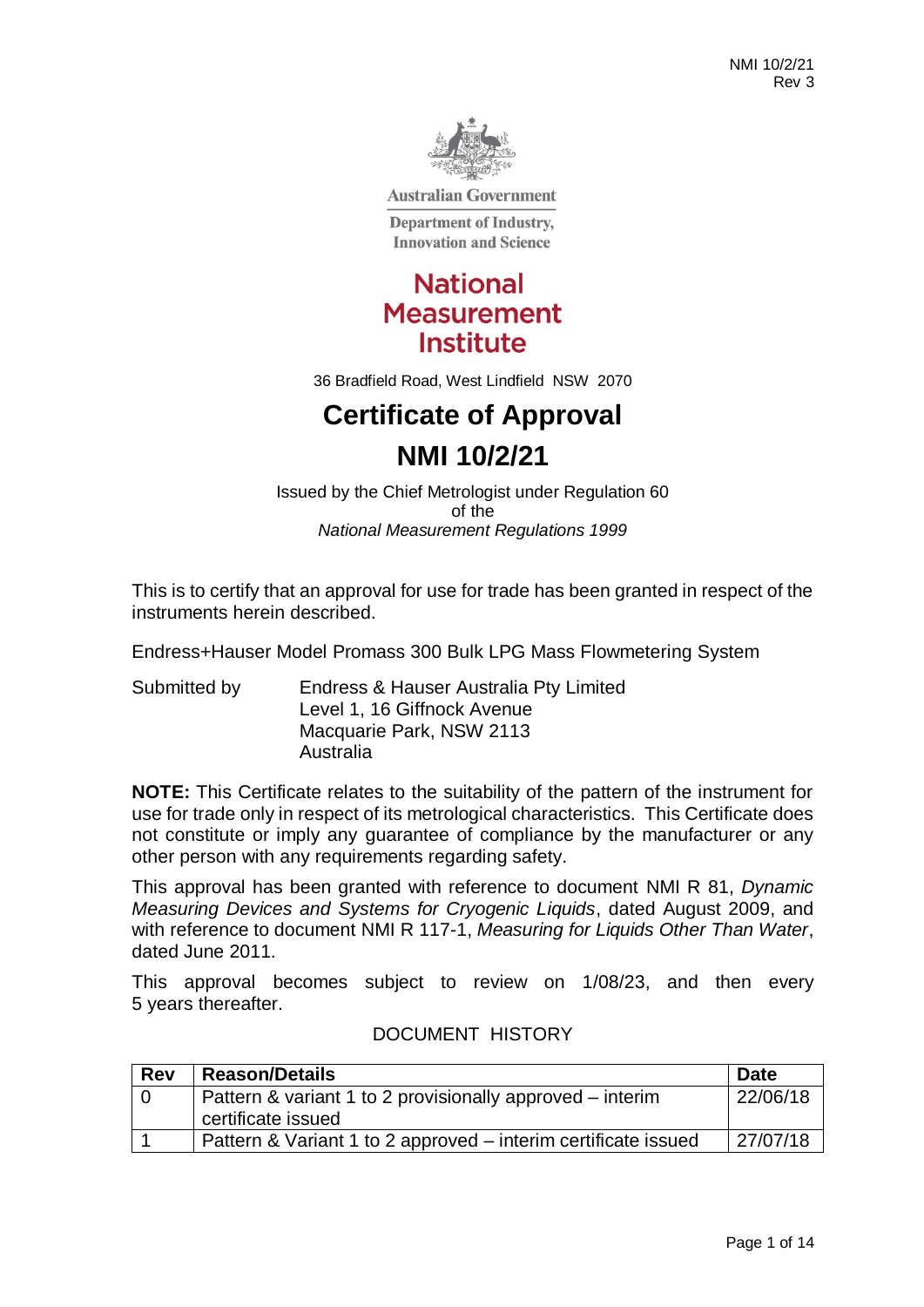Australian Government

Department of Industry, Innovation and Science

National Measurement Institute

36 Bradfield Road, West Lindfield NSW 2070

# Certificate of Approval

# NMI 10/2/21

Issued by the Chief Metrologist under Regulation 60 of the *National Measurement Regulations 1999*

This is to certify that an approval for use for trade has been granted in respect of the instruments herein described.

Endress+Hauser Model Promass 300 Bulk LPG Mass Flowmetering System

Submitted by Endress & Hauser Australia Pty Limited
Level 1, 16 Giffnock Avenue
Macquarie Park, NSW 2113
Australia

**NOTE:** This Certificate relates to the suitability of the pattern of the instrument for use for trade only in respect of its metrological characteristics. This Certificate does not constitute or imply any guarantee of compliance by the manufacturer or any other person with any requirements regarding safety.

This approval has been granted with reference to document NMI R 81, *Dynamic Measuring Devices and Systems for Cryogenic Liquids*, dated August 2009, and with reference to document NMI R 117-1, *Measuring for Liquids Other Than Water*, dated June 2011.

This approval becomes subject to review on 1/08/23, and then every 5 years thereafter.

DOCUMENT HISTORY

| Rev | Reason/Details | Date |
|---|---|---|
| 0 | Pattern & variant 1 to 2 provisionally approved – interim certificate issued | 22/06/18 |
| 1 | Pattern & Variant 1 to 2 approved – interim certificate issued | 27/07/18 |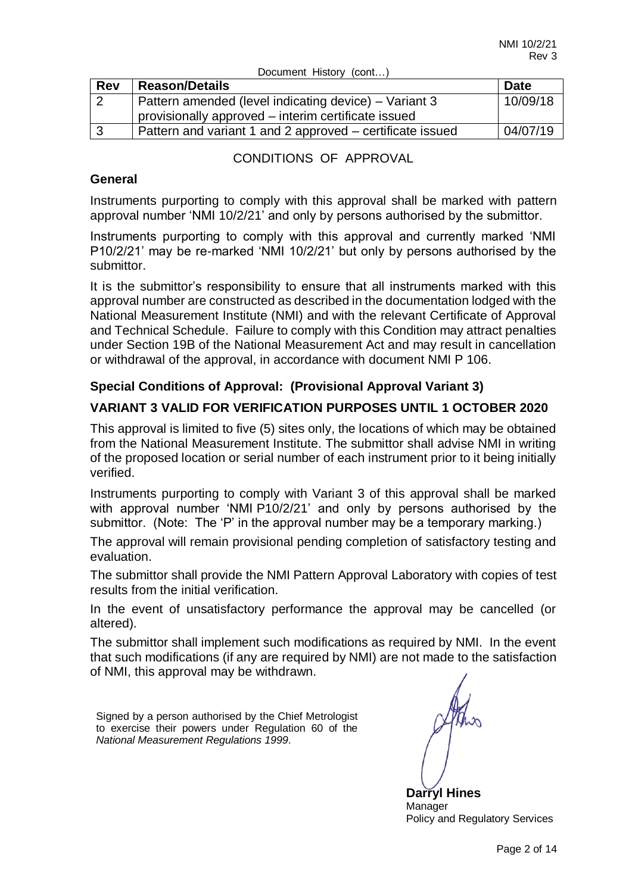Document History (cont…)

| Rev | Reason/Details | Date |
|---|---|---|
| 2 | Pattern amended (level indicating device) – Variant 3 provisionally approved – interim certificate issued | 10/09/18 |
| 3 | Pattern and variant 1 and 2 approved – certificate issued | 04/07/19 |

## CONDITIONS OF APPROVAL

### General

Instruments purporting to comply with this approval shall be marked with pattern approval number 'NMI 10/2/21' and only by persons authorised by the submittor.

Instruments purporting to comply with this approval and currently marked 'NMI P10/2/21' may be re-marked 'NMI 10/2/21' but only by persons authorised by the submittor.

It is the submittor's responsibility to ensure that all instruments marked with this approval number are constructed as described in the documentation lodged with the National Measurement Institute (NMI) and with the relevant Certificate of Approval and Technical Schedule. Failure to comply with this Condition may attract penalties under Section 19B of the National Measurement Act and may result in cancellation or withdrawal of the approval, in accordance with document NMI P 106.

### Special Conditions of Approval: (Provisional Approval Variant 3)

### VARIANT 3 VALID FOR VERIFICATION PURPOSES UNTIL 1 OCTOBER 2020

This approval is limited to five (5) sites only, the locations of which may be obtained from the National Measurement Institute. The submittor shall advise NMI in writing of the proposed location or serial number of each instrument prior to it being initially verified.

Instruments purporting to comply with Variant 3 of this approval shall be marked with approval number 'NMI P10/2/21' and only by persons authorised by the submittor. (Note: The 'P' in the approval number may be a temporary marking.)

The approval will remain provisional pending completion of satisfactory testing and evaluation.

The submittor shall provide the NMI Pattern Approval Laboratory with copies of test results from the initial verification.

In the event of unsatisfactory performance the approval may be cancelled (or altered).

The submittor shall implement such modifications as required by NMI. In the event that such modifications (if any are required by NMI) are not made to the satisfaction of NMI, this approval may be withdrawn.

Signed by a person authorised by the Chief Metrologist to exercise their powers under Regulation 60 of the *National Measurement Regulations 1999*.

**Darryl Hines**
Manager
Policy and Regulatory Services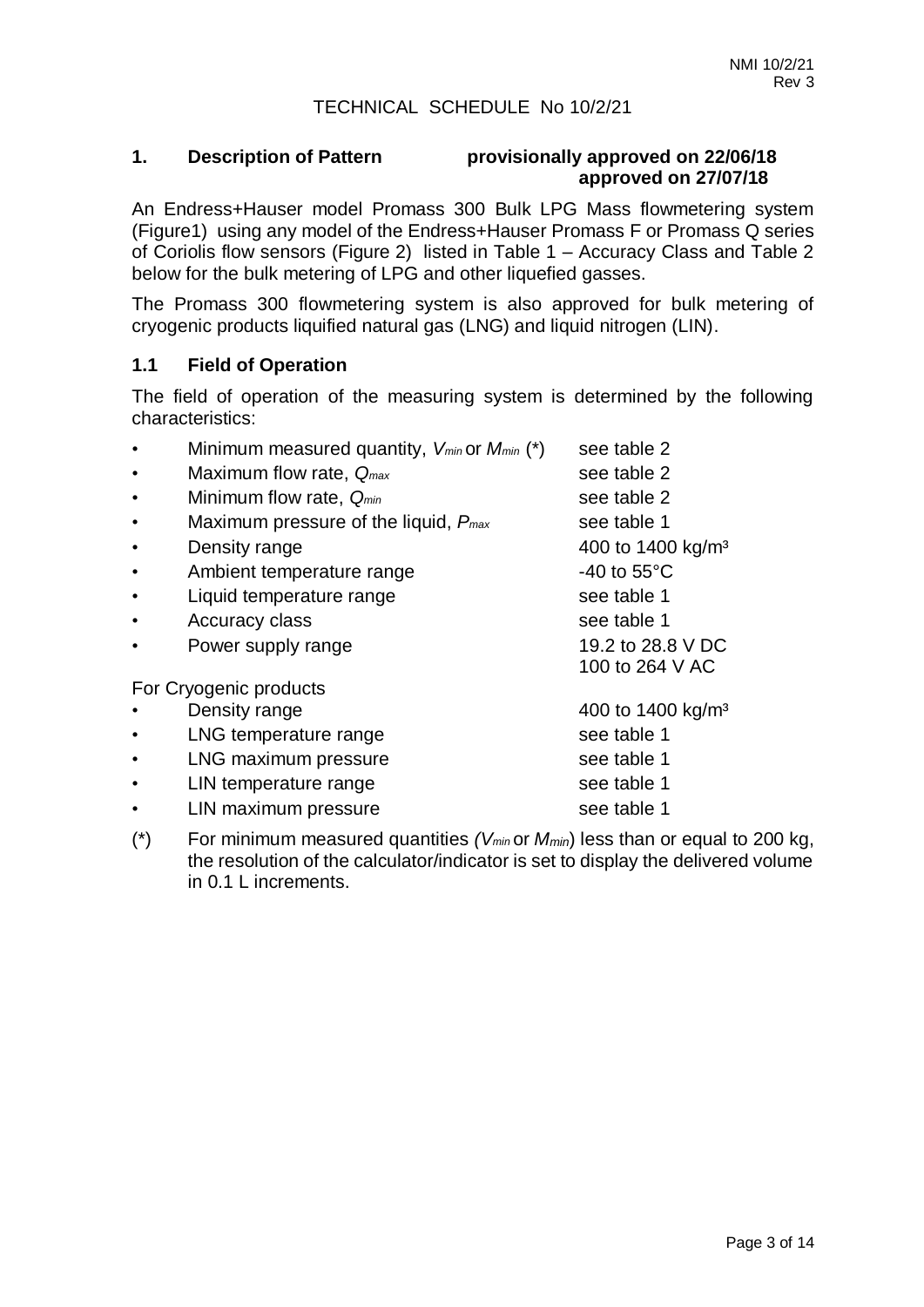TECHNICAL SCHEDULE No 10/2/21

## 1. Description of Pattern — provisionally approved on 22/06/18, approved on 27/07/18

An Endress+Hauser model Promass 300 Bulk LPG Mass flowmetering system (Figure1) using any model of the Endress+Hauser Promass F or Promass Q series of Coriolis flow sensors (Figure 2) listed in Table 1 – Accuracy Class and Table 2 below for the bulk metering of LPG and other liquefied gasses.

The Promass 300 flowmetering system is also approved for bulk metering of cryogenic products liquified natural gas (LNG) and liquid nitrogen (LIN).

### 1.1 Field of Operation

The field of operation of the measuring system is determined by the following characteristics:

- Minimum measured quantity, $V_{min}$ or $M_{min}$ (*) — see table 2
- Maximum flow rate, $Q_{max}$ — see table 2
- Minimum flow rate, $Q_{min}$ — see table 2
- Maximum pressure of the liquid, $P_{max}$ — see table 1
- Density range — 400 to 1400 kg/m³
- Ambient temperature range — -40 to 55°C
- Liquid temperature range — see table 1
- Accuracy class — see table 1
- Power supply range — 19.2 to 28.8 V DC; 100 to 264 V AC

For Cryogenic products

- Density range — 400 to 1400 kg/m³
- LNG temperature range — see table 1
- LNG maximum pressure — see table 1
- LIN temperature range — see table 1
- LIN maximum pressure — see table 1

(*) For minimum measured quantities *($V_{min}$ or $M_{min}$)* less than or equal to 200 kg, the resolution of the calculator/indicator is set to display the delivered volume in 0.1 L increments.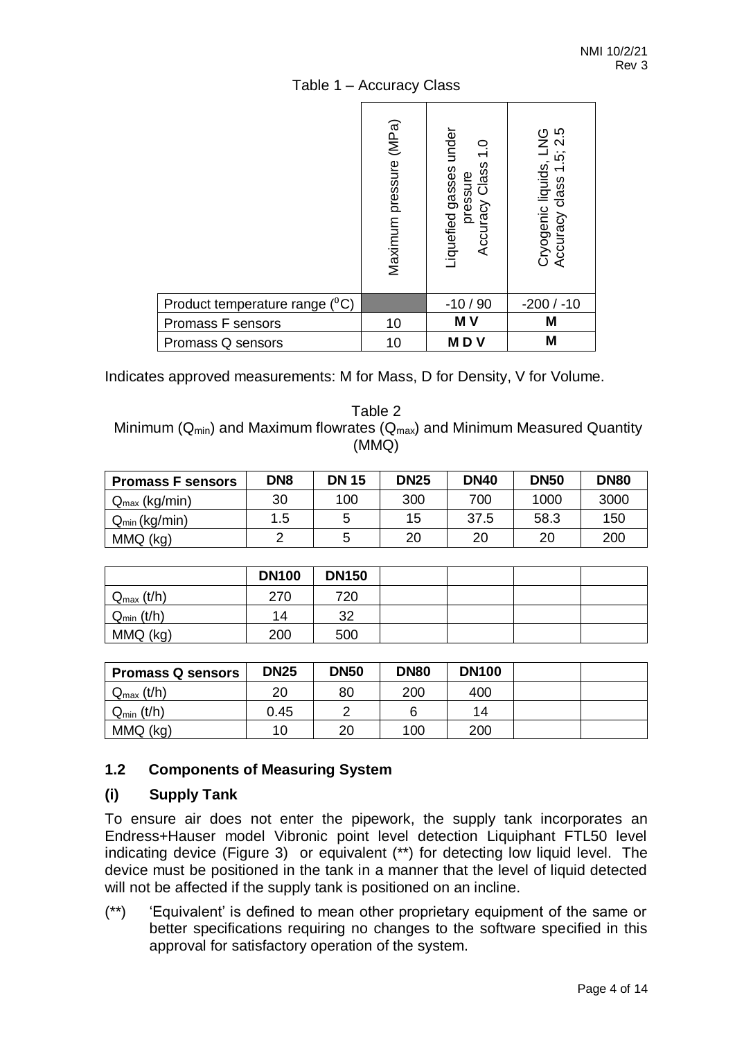Table 1 – Accuracy Class

| | Maximum pressure (MPa) | Liquefied gasses under pressure Accuracy Class 1.0 | Cryogenic liquids, LNG Accuracy class 1.5; 2.5 |
|---|---|---|---|
| Product temperature range ($^0$C) | | -10 / 90 | -200 / -10 |
| Promass F sensors | 10 | **M V** | **M** |
| Promass Q sensors | 10 | **M D V** | **M** |

Indicates approved measurements: M for Mass, D for Density, V for Volume.

Table 2
Minimum ($Q_{min}$) and Maximum flowrates ($Q_{max}$) and Minimum Measured Quantity (MMQ)

| **Promass F sensors** | **DN8** | **DN 15** | **DN25** | **DN40** | **DN50** | **DN80** |
|---|---|---|---|---|---|---|
| $Q_{max}$ (kg/min) | 30 | 100 | 300 | 700 | 1000 | 3000 |
| $Q_{min}$ (kg/min) | 1.5 | 5 | 15 | 37.5 | 58.3 | 150 |
| MMQ (kg) | 2 | 5 | 20 | 20 | 20 | 200 |

| | **DN100** | **DN150** | | | | |
|---|---|---|---|---|---|---|
| $Q_{max}$ (t/h) | 270 | 720 | | | | |
| $Q_{min}$ (t/h) | 14 | 32 | | | | |
| MMQ (kg) | 200 | 500 | | | | |

| **Promass Q sensors** | **DN25** | **DN50** | **DN80** | **DN100** | | |
|---|---|---|---|---|---|---|
| $Q_{max}$ (t/h) | 20 | 80 | 200 | 400 | | |
| $Q_{min}$ (t/h) | 0.45 | 2 | 6 | 14 | | |
| MMQ (kg) | 10 | 20 | 100 | 200 | | |

## 1.2 Components of Measuring System

### (i) Supply Tank

To ensure air does not enter the pipework, the supply tank incorporates an Endress+Hauser model Vibronic point level detection Liquiphant FTL50 level indicating device (Figure 3) or equivalent (**) for detecting low liquid level. The device must be positioned in the tank in a manner that the level of liquid detected will not be affected if the supply tank is positioned on an incline.

(**) 'Equivalent' is defined to mean other proprietary equipment of the same or better specifications requiring no changes to the software specified in this approval for satisfactory operation of the system.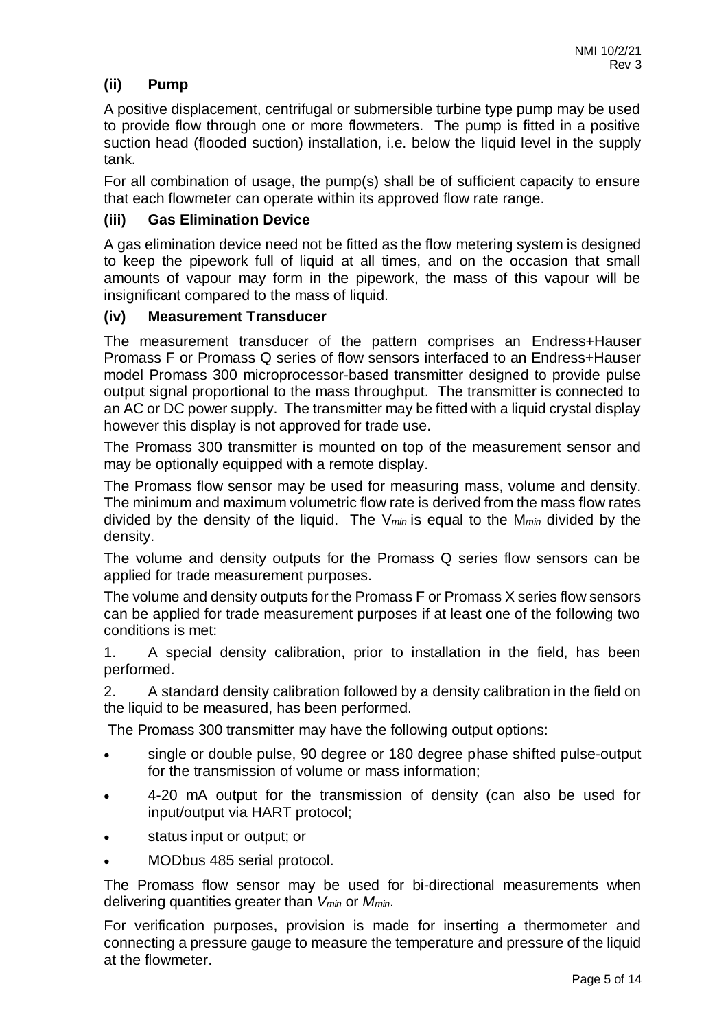### (ii) Pump

A positive displacement, centrifugal or submersible turbine type pump may be used to provide flow through one or more flowmeters. The pump is fitted in a positive suction head (flooded suction) installation, i.e. below the liquid level in the supply tank.

For all combination of usage, the pump(s) shall be of sufficient capacity to ensure that each flowmeter can operate within its approved flow rate range.

### (iii) Gas Elimination Device

A gas elimination device need not be fitted as the flow metering system is designed to keep the pipework full of liquid at all times, and on the occasion that small amounts of vapour may form in the pipework, the mass of this vapour will be insignificant compared to the mass of liquid.

### (iv) Measurement Transducer

The measurement transducer of the pattern comprises an Endress+Hauser Promass F or Promass Q series of flow sensors interfaced to an Endress+Hauser model Promass 300 microprocessor-based transmitter designed to provide pulse output signal proportional to the mass throughput. The transmitter is connected to an AC or DC power supply. The transmitter may be fitted with a liquid crystal display however this display is not approved for trade use.

The Promass 300 transmitter is mounted on top of the measurement sensor and may be optionally equipped with a remote display.

The Promass flow sensor may be used for measuring mass, volume and density. The minimum and maximum volumetric flow rate is derived from the mass flow rates divided by the density of the liquid. The $V_{min}$ is equal to the $M_{min}$ divided by the density.

The volume and density outputs for the Promass Q series flow sensors can be applied for trade measurement purposes.

The volume and density outputs for the Promass F or Promass X series flow sensors can be applied for trade measurement purposes if at least one of the following two conditions is met:

1. A special density calibration, prior to installation in the field, has been performed.
2. A standard density calibration followed by a density calibration in the field on the liquid to be measured, has been performed.

The Promass 300 transmitter may have the following output options:

- single or double pulse, 90 degree or 180 degree phase shifted pulse-output for the transmission of volume or mass information;
- 4-20 mA output for the transmission of density (can also be used for input/output via HART protocol;
- status input or output; or
- MODbus 485 serial protocol.

The Promass flow sensor may be used for bi-directional measurements when delivering quantities greater than $V_{min}$ or $M_{min}$.

For verification purposes, provision is made for inserting a thermometer and connecting a pressure gauge to measure the temperature and pressure of the liquid at the flowmeter.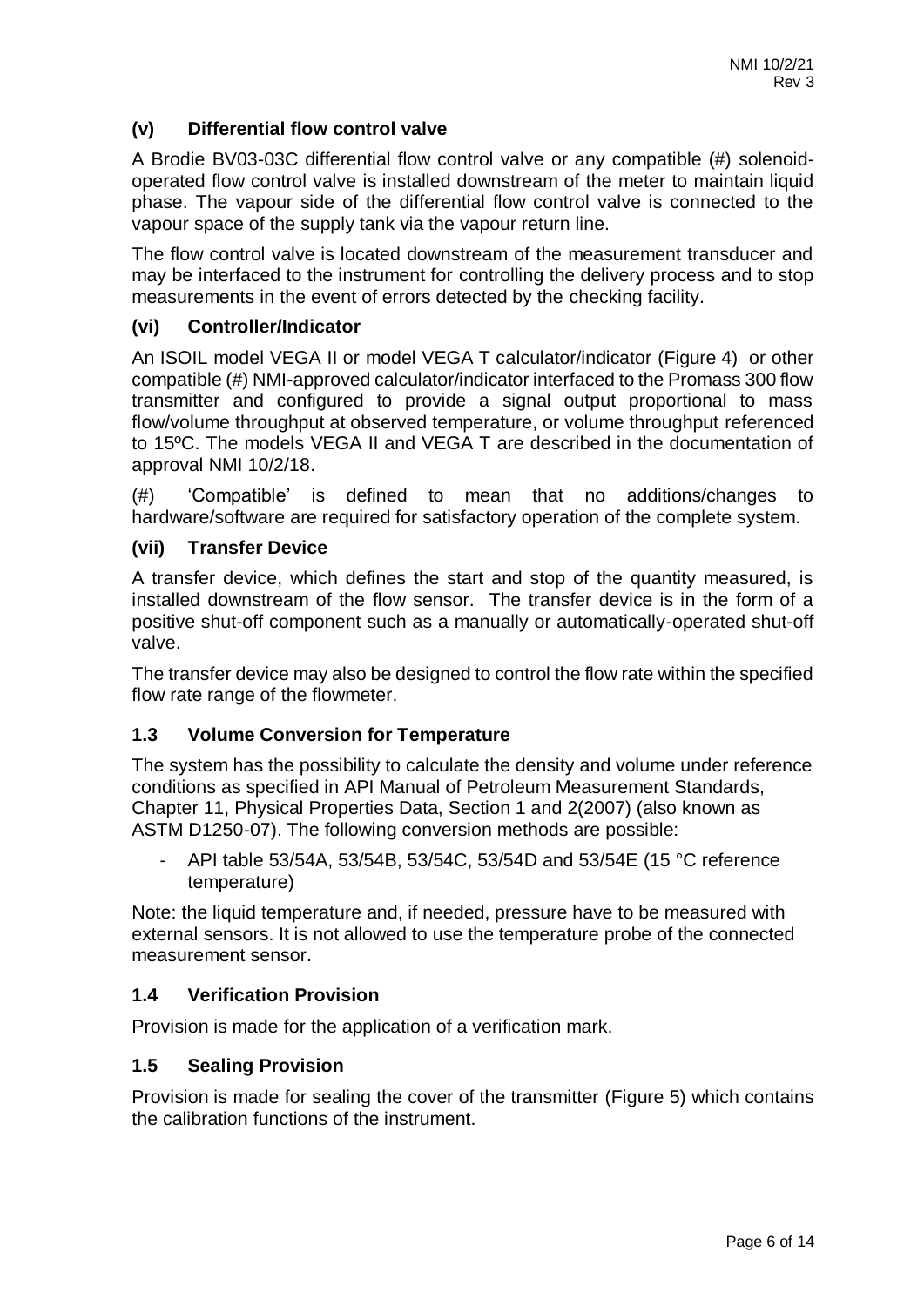### (v) Differential flow control valve

A Brodie BV03-03C differential flow control valve or any compatible (#) solenoid-operated flow control valve is installed downstream of the meter to maintain liquid phase. The vapour side of the differential flow control valve is connected to the vapour space of the supply tank via the vapour return line.

The flow control valve is located downstream of the measurement transducer and may be interfaced to the instrument for controlling the delivery process and to stop measurements in the event of errors detected by the checking facility.

### (vi) Controller/Indicator

An ISOIL model VEGA II or model VEGA T calculator/indicator (Figure 4) or other compatible (#) NMI-approved calculator/indicator interfaced to the Promass 300 flow transmitter and configured to provide a signal output proportional to mass flow/volume throughput at observed temperature, or volume throughput referenced to 15ºC. The models VEGA II and VEGA T are described in the documentation of approval NMI 10/2/18.

(#) 'Compatible' is defined to mean that no additions/changes to hardware/software are required for satisfactory operation of the complete system.

### (vii) Transfer Device

A transfer device, which defines the start and stop of the quantity measured, is installed downstream of the flow sensor. The transfer device is in the form of a positive shut-off component such as a manually or automatically-operated shut-off valve.

The transfer device may also be designed to control the flow rate within the specified flow rate range of the flowmeter.

## 1.3 Volume Conversion for Temperature

The system has the possibility to calculate the density and volume under reference conditions as specified in API Manual of Petroleum Measurement Standards, Chapter 11, Physical Properties Data, Section 1 and 2(2007) (also known as ASTM D1250-07). The following conversion methods are possible:

- API table 53/54A, 53/54B, 53/54C, 53/54D and 53/54E (15 °C reference temperature)

Note: the liquid temperature and, if needed, pressure have to be measured with external sensors. It is not allowed to use the temperature probe of the connected measurement sensor.

## 1.4 Verification Provision

Provision is made for the application of a verification mark.

## 1.5 Sealing Provision

Provision is made for sealing the cover of the transmitter (Figure 5) which contains the calibration functions of the instrument.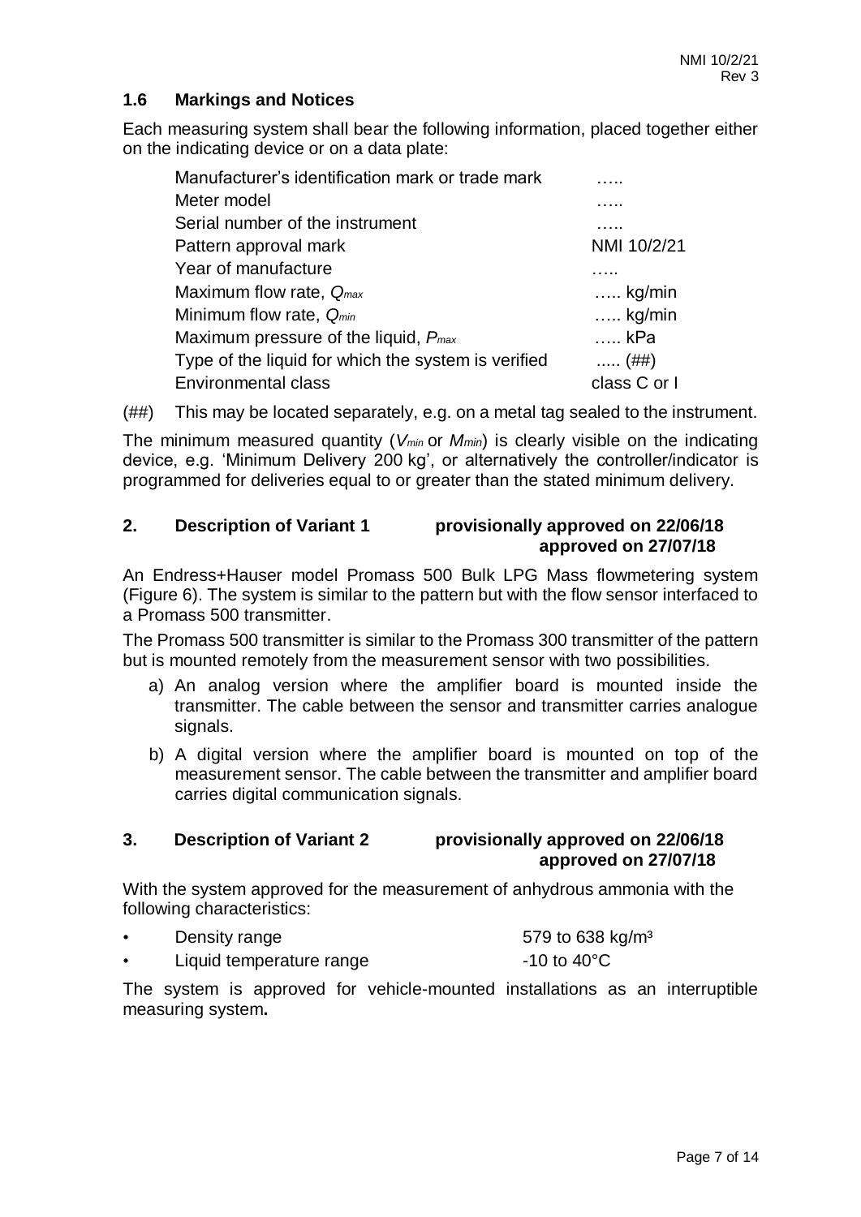### 1.6 Markings and Notices

Each measuring system shall bear the following information, placed together either on the indicating device or on a data plate:

| | |
|---|---|
| Manufacturer's identification mark or trade mark | ….. |
| Meter model | ….. |
| Serial number of the instrument | ….. |
| Pattern approval mark | NMI 10/2/21 |
| Year of manufacture | ….. |
| Maximum flow rate, $Q_{max}$ | ….. kg/min |
| Minimum flow rate, $Q_{min}$ | ….. kg/min |
| Maximum pressure of the liquid, $P_{max}$ | ….. kPa |
| Type of the liquid for which the system is verified | ….. (##) |
| Environmental class | class C or I |

(##) This may be located separately, e.g. on a metal tag sealed to the instrument.

The minimum measured quantity ($V_{min}$ or $M_{min}$) is clearly visible on the indicating device, e.g. 'Minimum Delivery 200 kg', or alternatively the controller/indicator is programmed for deliveries equal to or greater than the stated minimum delivery.

## 2. Description of Variant 1 — provisionally approved on 22/06/18, approved on 27/07/18

An Endress+Hauser model Promass 500 Bulk LPG Mass flowmetering system (Figure 6). The system is similar to the pattern but with the flow sensor interfaced to a Promass 500 transmitter.

The Promass 500 transmitter is similar to the Promass 300 transmitter of the pattern but is mounted remotely from the measurement sensor with two possibilities.

a) An analog version where the amplifier board is mounted inside the transmitter. The cable between the sensor and transmitter carries analogue signals.

b) A digital version where the amplifier board is mounted on top of the measurement sensor. The cable between the transmitter and amplifier board carries digital communication signals.

## 3. Description of Variant 2 — provisionally approved on 22/06/18, approved on 27/07/18

With the system approved for the measurement of anhydrous ammonia with the following characteristics:

- Density range: 579 to 638 kg/m³
- Liquid temperature range: -10 to 40°C

The system is approved for vehicle-mounted installations as an interruptible measuring system**.**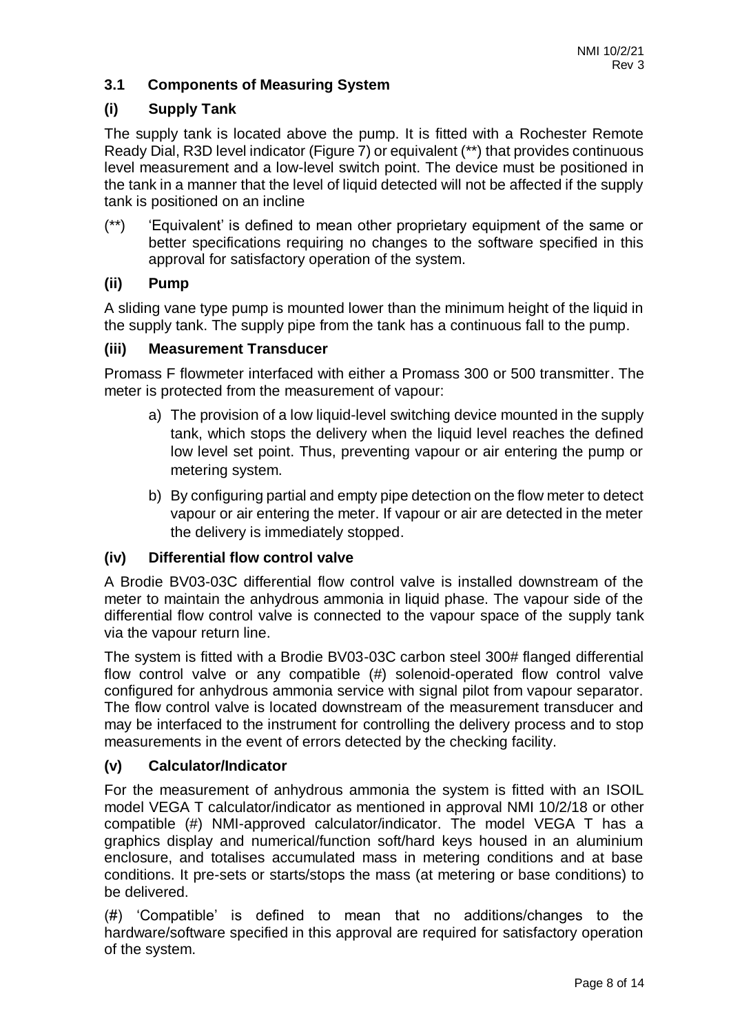### 3.1 Components of Measuring System

#### (i) Supply Tank

The supply tank is located above the pump. It is fitted with a Rochester Remote Ready Dial, R3D level indicator (Figure 7) or equivalent (**) that provides continuous level measurement and a low-level switch point. The device must be positioned in the tank in a manner that the level of liquid detected will not be affected if the supply tank is positioned on an incline

(**) 'Equivalent' is defined to mean other proprietary equipment of the same or better specifications requiring no changes to the software specified in this approval for satisfactory operation of the system.

#### (ii) Pump

A sliding vane type pump is mounted lower than the minimum height of the liquid in the supply tank. The supply pipe from the tank has a continuous fall to the pump.

#### (iii) Measurement Transducer

Promass F flowmeter interfaced with either a Promass 300 or 500 transmitter. The meter is protected from the measurement of vapour:

a) The provision of a low liquid-level switching device mounted in the supply tank, which stops the delivery when the liquid level reaches the defined low level set point. Thus, preventing vapour or air entering the pump or metering system.

b) By configuring partial and empty pipe detection on the flow meter to detect vapour or air entering the meter. If vapour or air are detected in the meter the delivery is immediately stopped.

#### (iv) Differential flow control valve

A Brodie BV03-03C differential flow control valve is installed downstream of the meter to maintain the anhydrous ammonia in liquid phase. The vapour side of the differential flow control valve is connected to the vapour space of the supply tank via the vapour return line.

The system is fitted with a Brodie BV03-03C carbon steel 300# flanged differential flow control valve or any compatible (#) solenoid-operated flow control valve configured for anhydrous ammonia service with signal pilot from vapour separator. The flow control valve is located downstream of the measurement transducer and may be interfaced to the instrument for controlling the delivery process and to stop measurements in the event of errors detected by the checking facility.

#### (v) Calculator/Indicator

For the measurement of anhydrous ammonia the system is fitted with an ISOIL model VEGA T calculator/indicator as mentioned in approval NMI 10/2/18 or other compatible (#) NMI-approved calculator/indicator. The model VEGA T has a graphics display and numerical/function soft/hard keys housed in an aluminium enclosure, and totalises accumulated mass in metering conditions and at base conditions. It pre-sets or starts/stops the mass (at metering or base conditions) to be delivered.

(#) 'Compatible' is defined to mean that no additions/changes to the hardware/software specified in this approval are required for satisfactory operation of the system.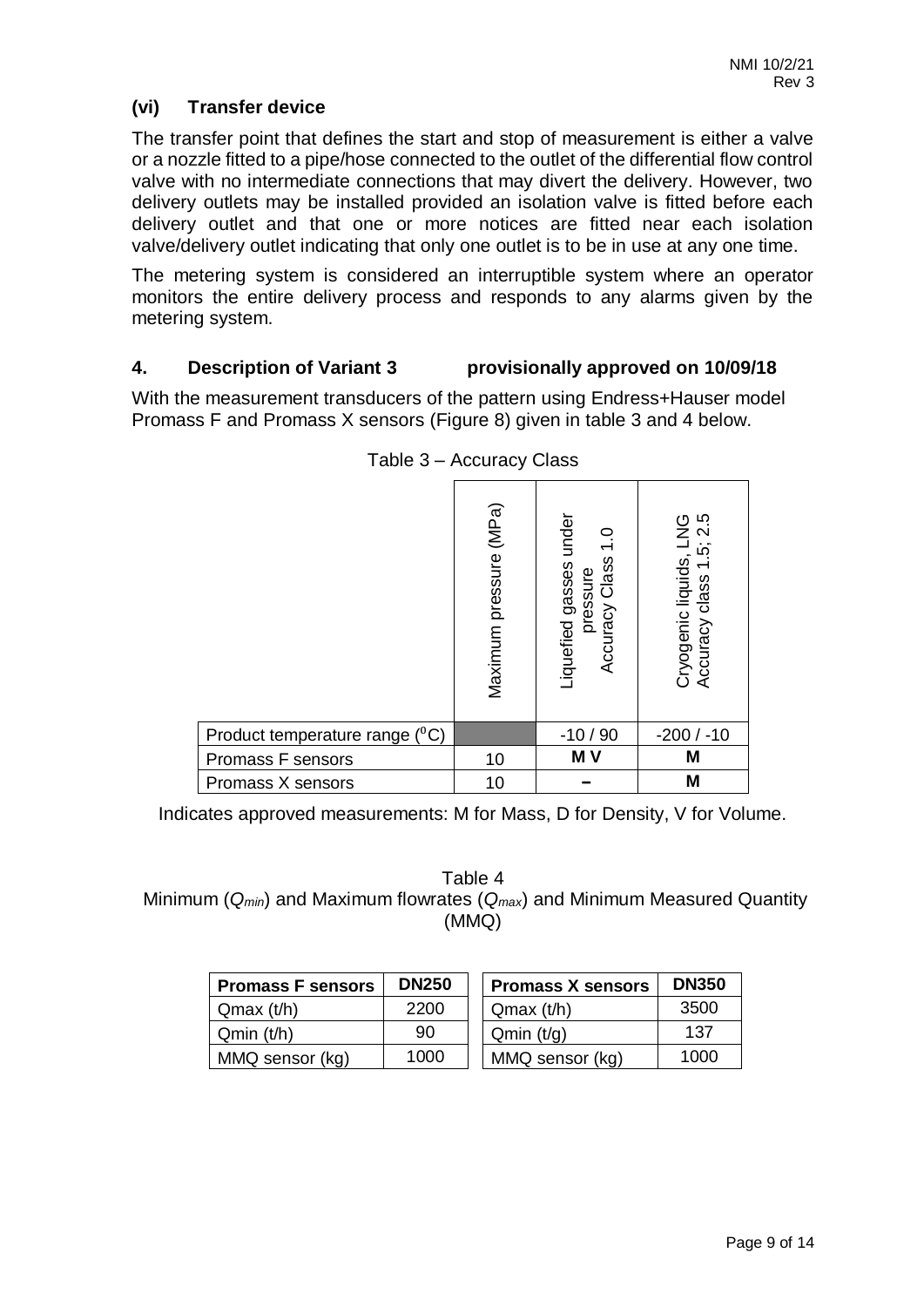### (vi) Transfer device

The transfer point that defines the start and stop of measurement is either a valve or a nozzle fitted to a pipe/hose connected to the outlet of the differential flow control valve with no intermediate connections that may divert the delivery. However, two delivery outlets may be installed provided an isolation valve is fitted before each delivery outlet and that one or more notices are fitted near each isolation valve/delivery outlet indicating that only one outlet is to be in use at any one time.

The metering system is considered an interruptible system where an operator monitors the entire delivery process and responds to any alarms given by the metering system.

## 4. Description of Variant 3 provisionally approved on 10/09/18

With the measurement transducers of the pattern using Endress+Hauser model Promass F and Promass X sensors (Figure 8) given in table 3 and 4 below.

Table 3 – Accuracy Class

| | Maximum pressure (MPa) | Liquefied gasses under pressure Accuracy Class 1.0 | Cryogenic liquids, LNG Accuracy class 1.5; 2.5 |
|---|---|---|---|
| Product temperature range ($^0$C) | | -10 / 90 | -200 / -10 |
| Promass F sensors | 10 | **M V** | **M** |
| Promass X sensors | 10 | **–** | **M** |

Indicates approved measurements: M for Mass, D for Density, V for Volume.

Table 4
Minimum ($Q_{min}$) and Maximum flowrates ($Q_{max}$) and Minimum Measured Quantity (MMQ)

| **Promass F sensors** | **DN250** |
|---|---|
| Qmax (t/h) | 2200 |
| Qmin (t/h) | 90 |
| MMQ sensor (kg) | 1000 |

| **Promass X sensors** | **DN350** |
|---|---|
| Qmax (t/h) | 3500 |
| Qmin (t/g) | 137 |
| MMQ sensor (kg) | 1000 |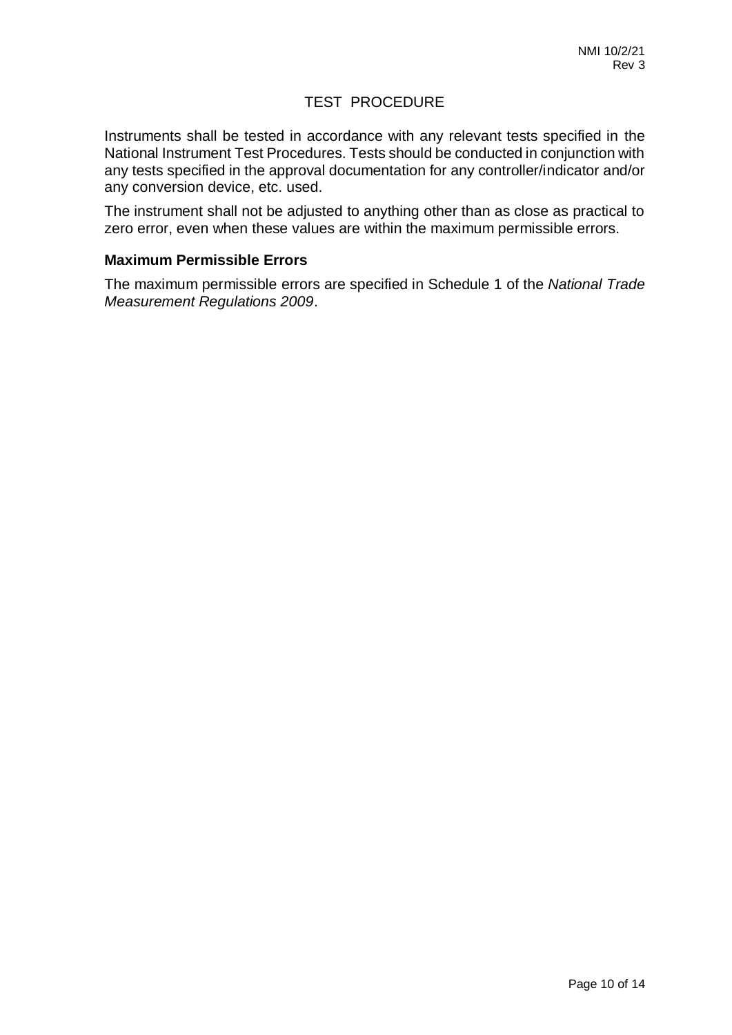# TEST PROCEDURE

Instruments shall be tested in accordance with any relevant tests specified in the National Instrument Test Procedures. Tests should be conducted in conjunction with any tests specified in the approval documentation for any controller/indicator and/or any conversion device, etc. used.

The instrument shall not be adjusted to anything other than as close as practical to zero error, even when these values are within the maximum permissible errors.

## Maximum Permissible Errors

The maximum permissible errors are specified in Schedule 1 of the *National Trade Measurement Regulations 2009*.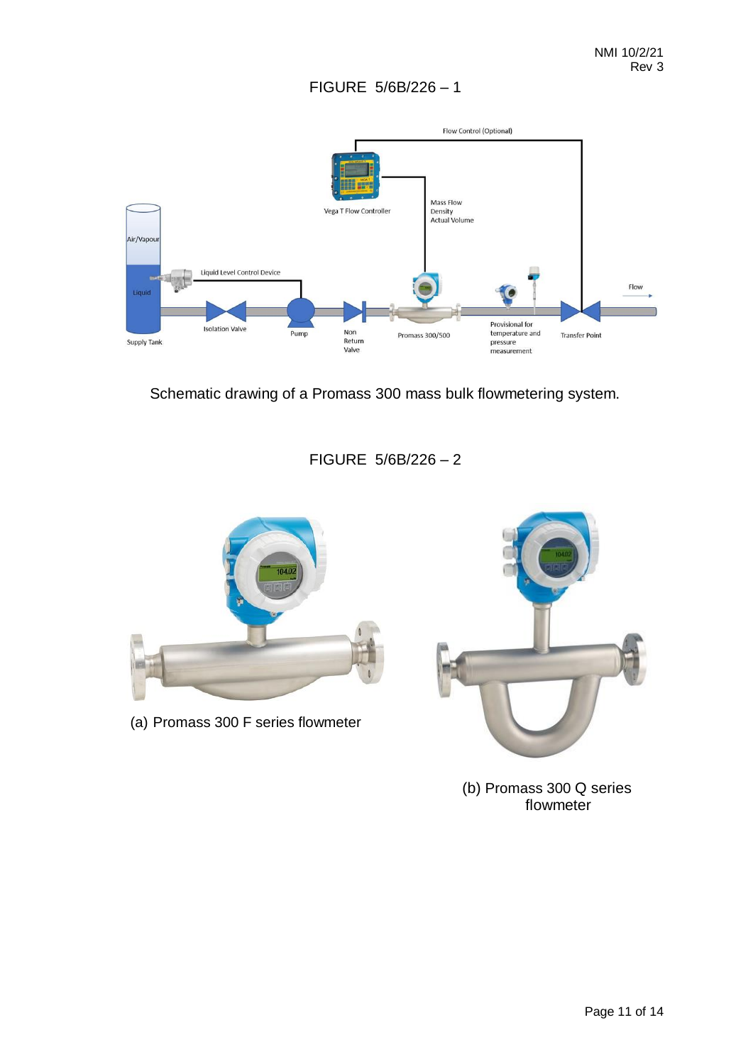FIGURE 5/6B/226 – 1

Schematic drawing of a Promass 300 mass bulk flowmetering system.

FIGURE 5/6B/226 – 2

(a) Promass 300 F series flowmeter

(b) Promass 300 Q series flowmeter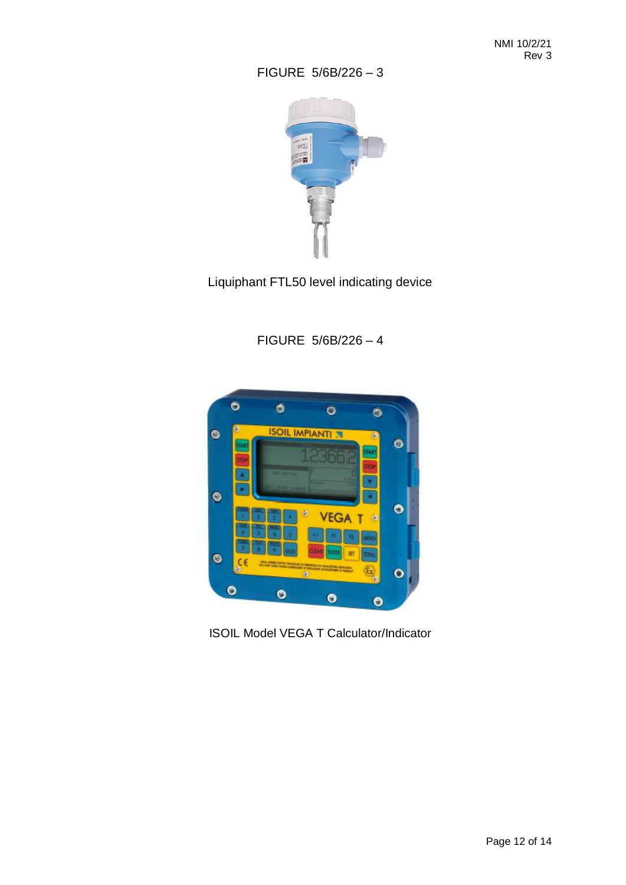FIGURE 5/6B/226 – 3

Liquiphant FTL50 level indicating device

FIGURE 5/6B/226 – 4

ISOIL Model VEGA T Calculator/Indicator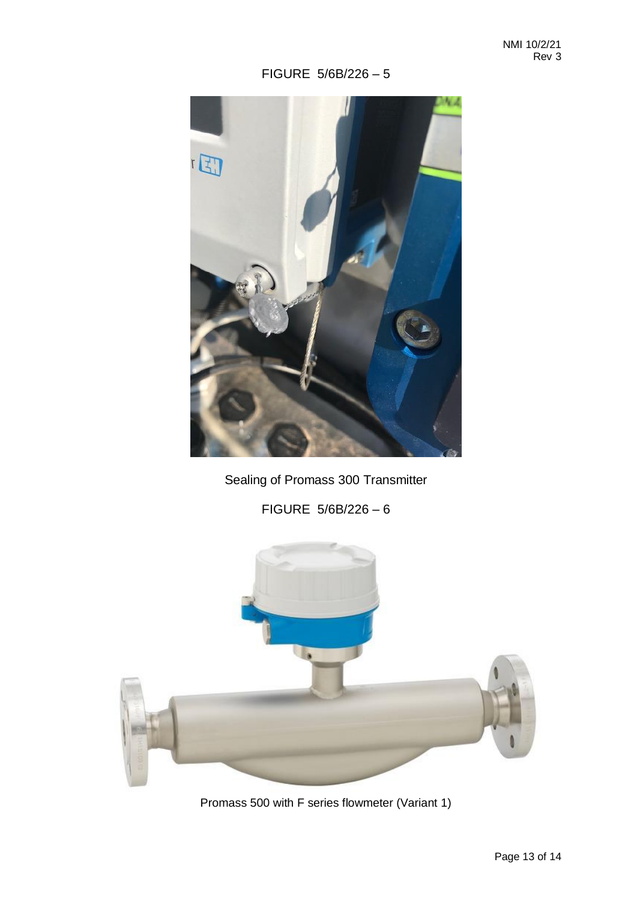FIGURE 5/6B/226 – 5

Sealing of Promass 300 Transmitter

FIGURE 5/6B/226 – 6

Promass 500 with F series flowmeter (Variant 1)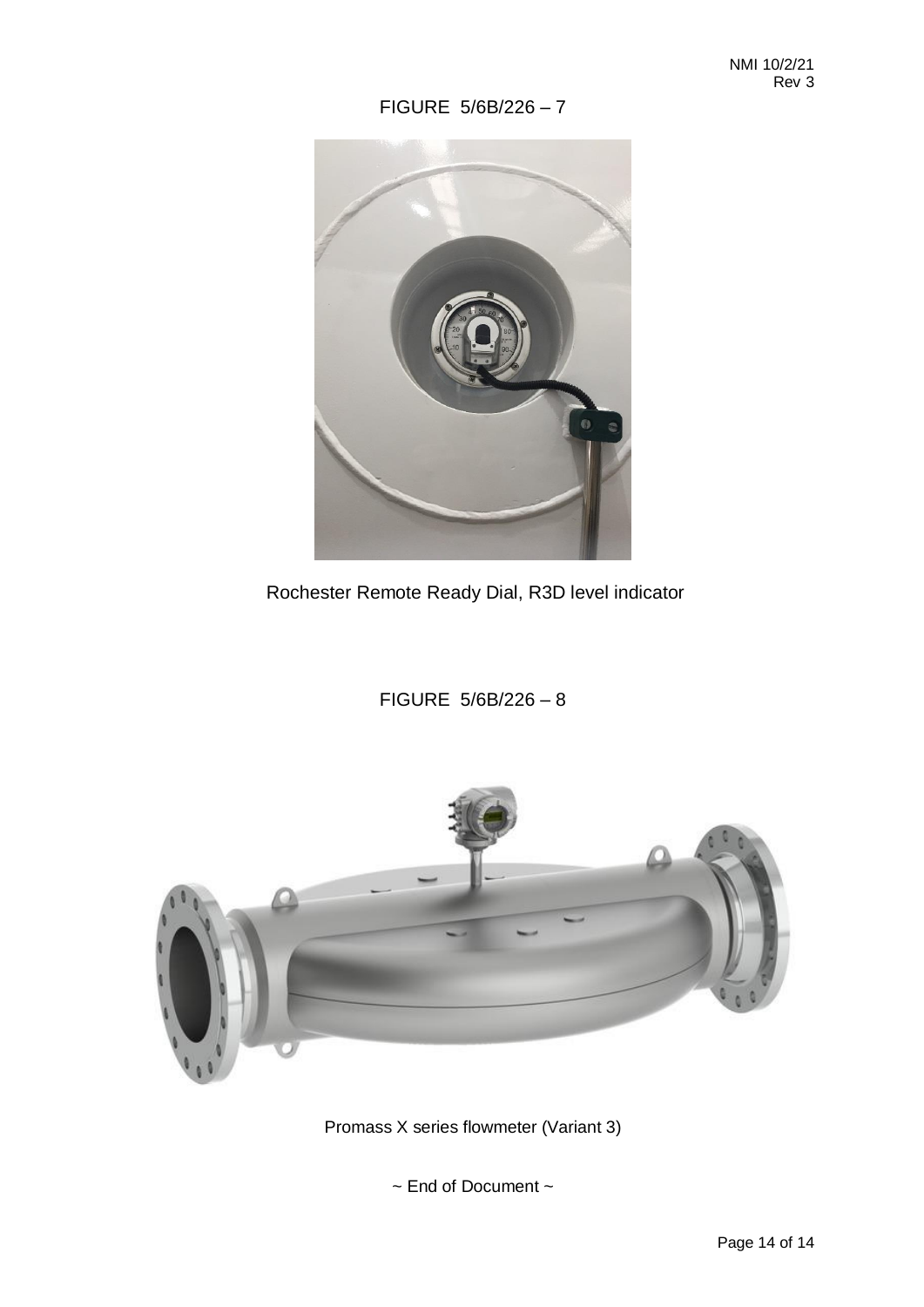FIGURE 5/6B/226 – 7

Rochester Remote Ready Dial, R3D level indicator

FIGURE 5/6B/226 – 8

Promass X series flowmeter (Variant 3)

~ End of Document ~